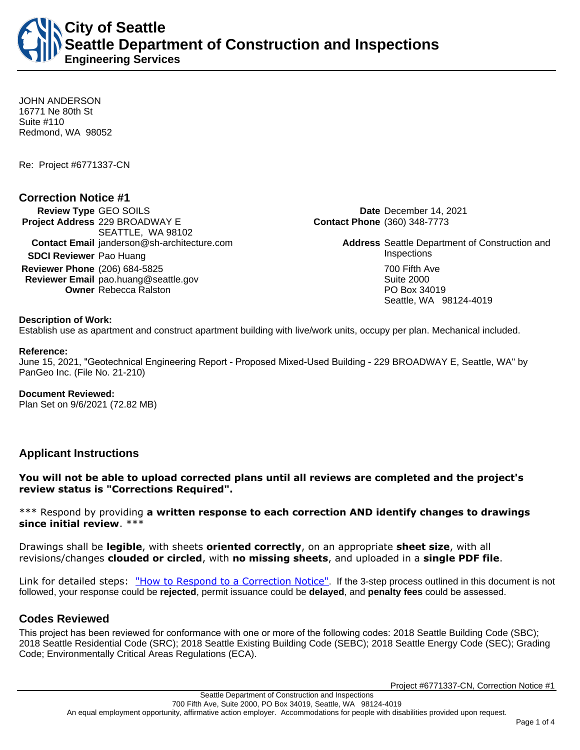# City of Seattle
## Seattle Department of Construction and Inspections
### Engineering Services

JOHN ANDERSON
16771 Ne 80th St
Suite #110
Redmond, WA 98052

Re: Project #6771337-CN

## Correction Notice #1

**Review Type** GEO SOILS
**Project Address** 229 BROADWAY E
SEATTLE, WA 98102
**Contact Email** janderson@sh-architecture.com
**SDCI Reviewer** Pao Huang
**Reviewer Phone** (206) 684-5825
**Reviewer Email** pao.huang@seattle.gov
**Owner** Rebecca Ralston

**Date** December 14, 2021
**Contact Phone** (360) 348-7773
**Address** Seattle Department of Construction and Inspections
700 Fifth Ave
Suite 2000
PO Box 34019
Seattle, WA 98124-4019

**Description of Work:**
Establish use as apartment and construct apartment building with live/work units, occupy per plan. Mechanical included.

**Reference:**
June 15, 2021, "Geotechnical Engineering Report - Proposed Mixed-Used Building - 229 BROADWAY E, Seattle, WA" by PanGeo Inc. (File No. 21-210)

**Document Reviewed:**
Plan Set on 9/6/2021 (72.82 MB)

## Applicant Instructions

**You will not be able to upload corrected plans until all reviews are completed and the project's review status is "Corrections Required".**

*** Respond by providing **a written response to each correction AND identify changes to drawings since initial review**. ***

Drawings shall be **legible**, with sheets **oriented correctly**, on an appropriate **sheet size**, with all revisions/changes **clouded or circled**, with **no missing sheets**, and uploaded in a **single PDF file**.

Link for detailed steps: "How to Respond to a Correction Notice". If the 3-step process outlined in this document is not followed, your response could be **rejected**, permit issuance could be **delayed**, and **penalty fees** could be assessed.

## Codes Reviewed

This project has been reviewed for conformance with one or more of the following codes: 2018 Seattle Building Code (SBC); 2018 Seattle Residential Code (SRC); 2018 Seattle Existing Building Code (SEBC); 2018 Seattle Energy Code (SEC); Grading Code; Environmentally Critical Areas Regulations (ECA).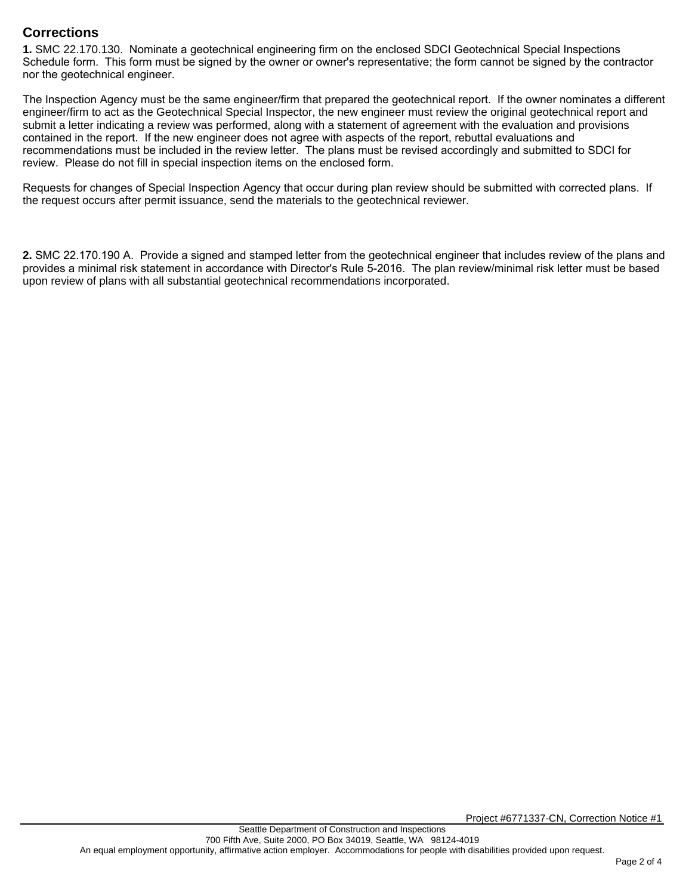## Corrections

**1.** SMC 22.170.130. Nominate a geotechnical engineering firm on the enclosed SDCI Geotechnical Special Inspections Schedule form. This form must be signed by the owner or owner's representative; the form cannot be signed by the contractor nor the geotechnical engineer.

The Inspection Agency must be the same engineer/firm that prepared the geotechnical report. If the owner nominates a different engineer/firm to act as the Geotechnical Special Inspector, the new engineer must review the original geotechnical report and submit a letter indicating a review was performed, along with a statement of agreement with the evaluation and provisions contained in the report. If the new engineer does not agree with aspects of the report, rebuttal evaluations and recommendations must be included in the review letter. The plans must be revised accordingly and submitted to SDCI for review. Please do not fill in special inspection items on the enclosed form.

Requests for changes of Special Inspection Agency that occur during plan review should be submitted with corrected plans. If the request occurs after permit issuance, send the materials to the geotechnical reviewer.

**2.** SMC 22.170.190 A. Provide a signed and stamped letter from the geotechnical engineer that includes review of the plans and provides a minimal risk statement in accordance with Director's Rule 5-2016. The plan review/minimal risk letter must be based upon review of plans with all substantial geotechnical recommendations incorporated.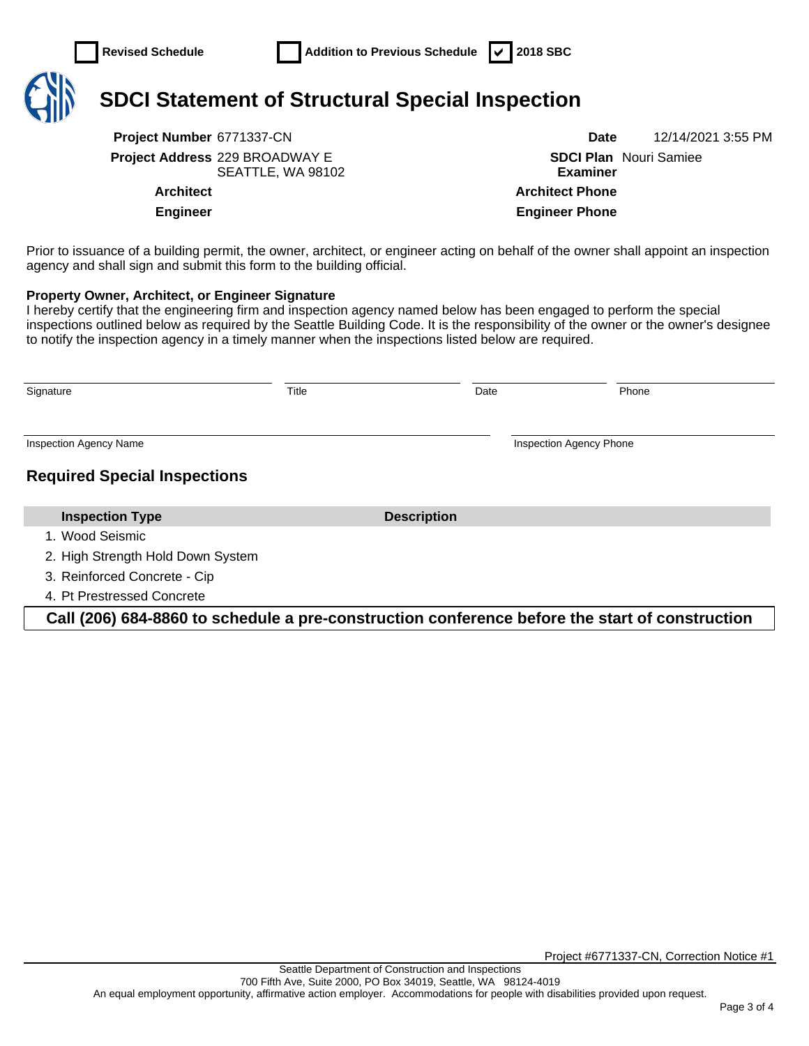☐ Revised Schedule ☐ Addition to Previous Schedule ☑ 2018 SBC

# SDCI Statement of Structural Special Inspection

**Project Number** 6771337-CN

**Project Address** 229 BROADWAY E
SEATTLE, WA 98102

**Architect**

**Engineer**

**Date** 12/14/2021 3:55 PM

**SDCI Plan Examiner** Nouri Samiee

**Architect Phone**

**Engineer Phone**

Prior to issuance of a building permit, the owner, architect, or engineer acting on behalf of the owner shall appoint an inspection agency and shall sign and submit this form to the building official.

**Property Owner, Architect, or Engineer Signature**
I hereby certify that the engineering firm and inspection agency named below has been engaged to perform the special inspections outlined below as required by the Seattle Building Code. It is the responsibility of the owner or the owner's designee to notify the inspection agency in a timely manner when the inspections listed below are required.

Signature ____________ Title ____________ Date ____________ Phone ____________

Inspection Agency Name ____________ Inspection Agency Phone ____________

## Required Special Inspections

| Inspection Type | Description |
|---|---|
| 1. Wood Seismic | |
| 2. High Strength Hold Down System | |
| 3. Reinforced Concrete - Cip | |
| 4. Pt Prestressed Concrete | |

**Call (206) 684-8860 to schedule a pre-construction conference before the start of construction**

Project #6771337-CN, Correction Notice #1

Seattle Department of Construction and Inspections
700 Fifth Ave, Suite 2000, PO Box 34019, Seattle, WA 98124-4019
An equal employment opportunity, affirmative action employer. Accommodations for people with disabilities provided upon request.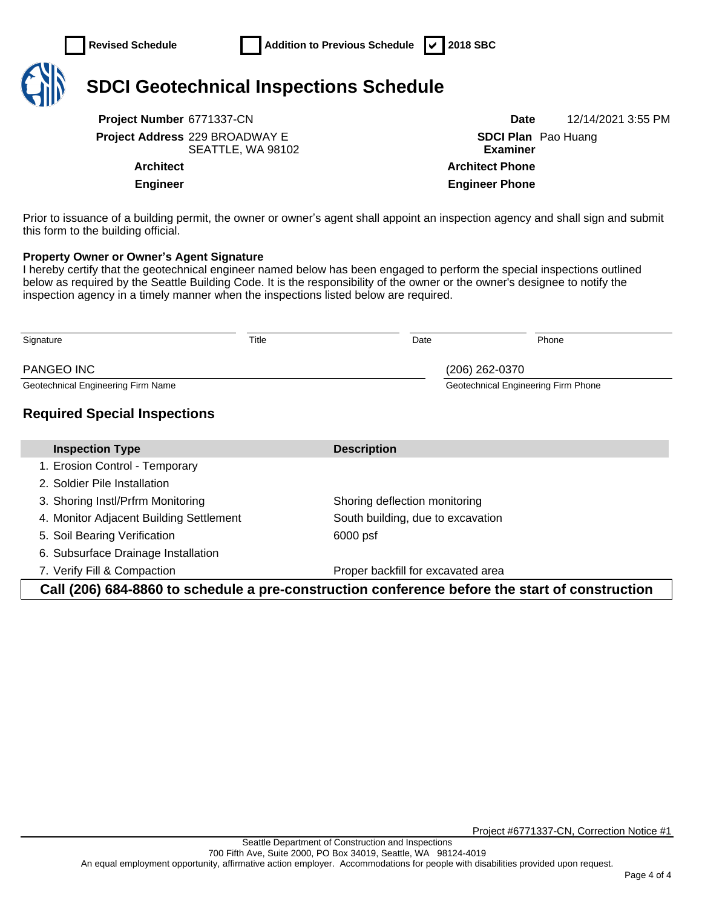- [ ] Revised Schedule
- [ ] Addition to Previous Schedule
- [x] 2018 SBC

# SDCI Geotechnical Inspections Schedule

| | | | |
|---|---|---|---|
| **Project Number** | 6771337-CN | **Date** | 12/14/2021 3:55 PM |
| **Project Address** | 229 BROADWAY E<br>SEATTLE, WA 98102 | **SDCI Plan Examiner** | Pao Huang |
| **Architect** | | **Architect Phone** | |
| **Engineer** | | **Engineer Phone** | |

Prior to issuance of a building permit, the owner or owner's agent shall appoint an inspection agency and shall sign and submit this form to the building official.

**Property Owner or Owner's Agent Signature**

I hereby certify that the geotechnical engineer named below has been engaged to perform the special inspections outlined below as required by the Seattle Building Code. It is the responsibility of the owner or the owner's designee to notify the inspection agency in a timely manner when the inspections listed below are required.

| | | | |
|---|---|---|---|
| Signature | Title | Date | Phone |

PANGEO INC
Geotechnical Engineering Firm Name

(206) 262-0370
Geotechnical Engineering Firm Phone

## Required Special Inspections

| Inspection Type | Description |
|---|---|
| 1. Erosion Control - Temporary | |
| 2. Soldier Pile Installation | |
| 3. Shoring Instl/Prfrm Monitoring | Shoring deflection monitoring |
| 4. Monitor Adjacent Building Settlement | South building, due to excavation |
| 5. Soil Bearing Verification | 6000 psf |
| 6. Subsurface Drainage Installation | |
| 7. Verify Fill & Compaction | Proper backfill for excavated area |

**Call (206) 684-8860 to schedule a pre-construction conference before the start of construction**

Project #6771337-CN, Correction Notice #1

Seattle Department of Construction and Inspections
700 Fifth Ave, Suite 2000, PO Box 34019, Seattle, WA 98124-4019
An equal employment opportunity, affirmative action employer. Accommodations for people with disabilities provided upon request.